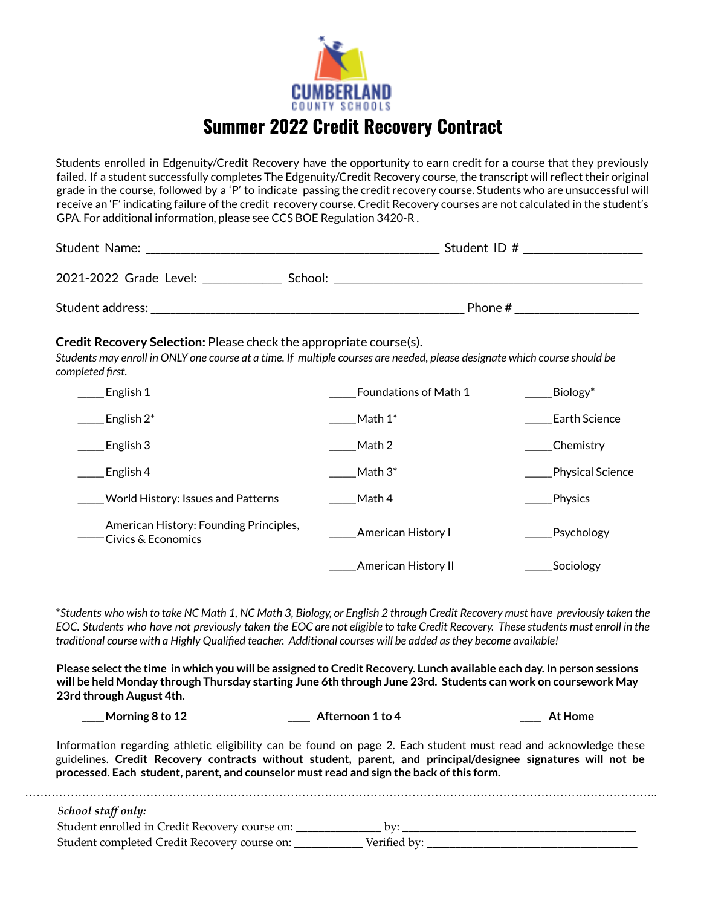CUMBERLAND
COUNTY SCHOOLS

# Summer 2022 Credit Recovery Contract

Students enrolled in Edgenuity/Credit Recovery have the opportunity to earn credit for a course that they previously failed. If a student successfully completes The Edgenuity/Credit Recovery course, the transcript will reflect their original grade in the course, followed by a 'P' to indicate passing the credit recovery course. Students who are unsuccessful will receive an 'F' indicating failure of the credit recovery course. Credit Recovery courses are not calculated in the student's GPA. For additional information, please see CCS BOE Regulation 3420-R .

Student Name: ______________________________________________ Student ID # __________________

2021-2022 Grade Level: ____________ School: ______________________________________________

Student address: ______________________________________________ Phone # ___________________

**Credit Recovery Selection:** Please check the appropriate course(s).

*Students may enroll in ONLY one course at a time. If multiple courses are needed, please designate which course should be completed first.*

| | | |
|---|---|---|
| _____ English 1 | _____ Foundations of Math 1 | _____ Biology* |
| _____ English 2* | _____ Math 1* | _____ Earth Science |
| _____ English 3 | _____ Math 2 | _____ Chemistry |
| _____ English 4 | _____ Math 3* | _____ Physical Science |
| _____ World History: Issues and Patterns | _____ Math 4 | _____ Physics |
| _____ American History: Founding Principles, Civics & Economics | _____ American History I | _____ Psychology |
| | _____ American History II | _____ Sociology |

**Students who wish to take NC Math 1, NC Math 3, Biology, or English 2 through Credit Recovery must have previously taken the EOC. Students who have not previously taken the EOC are not eligible to take Credit Recovery. These students must enroll in the traditional course with a Highly Qualified teacher. Additional courses will be added as they become available!*

**Please select the time in which you will be assigned to Credit Recovery. Lunch available each day. In person sessions will be held Monday through Thursday starting June 6th through June 23rd. Students can work on coursework May 23rd through August 4th.**

**____ Morning 8 to 12** **____ Afternoon 1 to 4** **____ At Home**

Information regarding athletic eligibility can be found on page 2. Each student must read and acknowledge these guidelines. **Credit Recovery contracts without student, parent, and principal/designee signatures will not be processed. Each student, parent, and counselor must read and sign the back of this form.**

---

***School staff only:***

Student enrolled in Credit Recovery course on: ______________ by: ________________________________________

Student completed Credit Recovery course on: ____________ Verified by: ____________________________________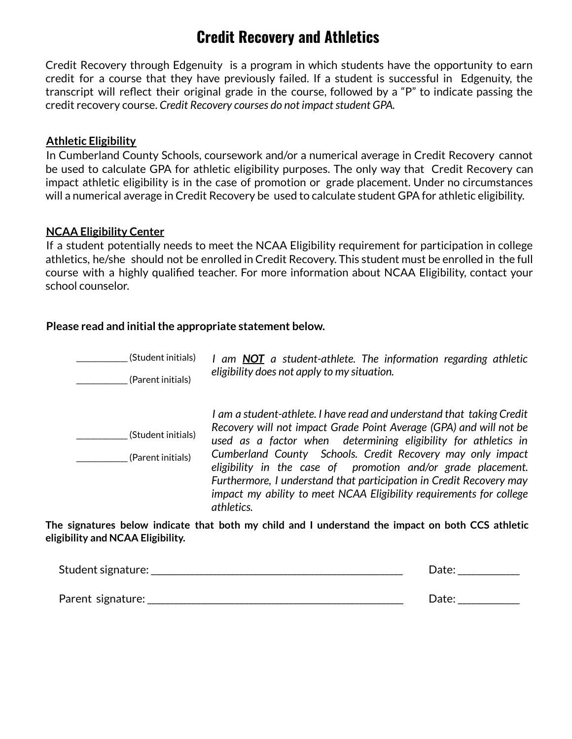# Credit Recovery and Athletics

Credit Recovery through Edgenuity is a program in which students have the opportunity to earn credit for a course that they have previously failed. If a student is successful in Edgenuity, the transcript will reflect their original grade in the course, followed by a "P" to indicate passing the credit recovery course. *Credit Recovery courses do not impact student GPA.*

**Athletic Eligibility**

In Cumberland County Schools, coursework and/or a numerical average in Credit Recovery cannot be used to calculate GPA for athletic eligibility purposes. The only way that Credit Recovery can impact athletic eligibility is in the case of promotion or grade placement. Under no circumstances will a numerical average in Credit Recovery be used to calculate student GPA for athletic eligibility.

**NCAA Eligibility Center**

If a student potentially needs to meet the NCAA Eligibility requirement for participation in college athletics, he/she should not be enrolled in Credit Recovery. This student must be enrolled in the full course with a highly qualified teacher. For more information about NCAA Eligibility, contact your school counselor.

**Please read and initial the appropriate statement below.**

__________ (Student initials)

__________ (Parent initials)

*I am **NOT** a student-athlete. The information regarding athletic eligibility does not apply to my situation.*

__________ (Student initials)

__________ (Parent initials)

*I am a student-athlete. I have read and understand that taking Credit Recovery will not impact Grade Point Average (GPA) and will not be used as a factor when determining eligibility for athletics in Cumberland County Schools. Credit Recovery may only impact eligibility in the case of promotion and/or grade placement. Furthermore, I understand that participation in Credit Recovery may impact my ability to meet NCAA Eligibility requirements for college athletics.*

**The signatures below indicate that both my child and I understand the impact on both CCS athletic eligibility and NCAA Eligibility.**

Student signature: ______________________________________________ Date: __________

Parent signature: ______________________________________________ Date: __________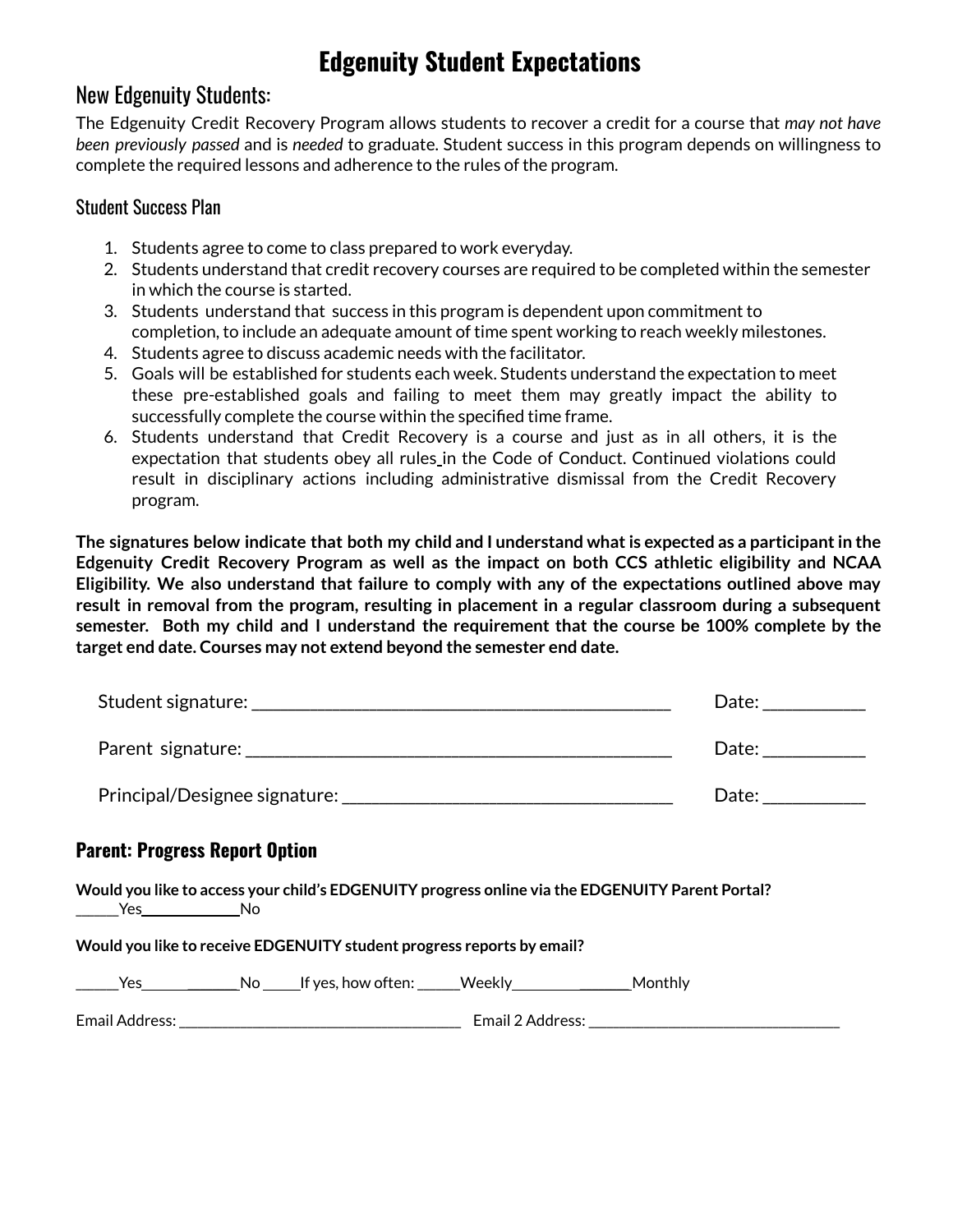# Edgenuity Student Expectations

## New Edgenuity Students:

The Edgenuity Credit Recovery Program allows students to recover a credit for a course that *may not have been previously passed* and is *needed* to graduate. Student success in this program depends on willingness to complete the required lessons and adherence to the rules of the program.

### Student Success Plan

1. Students agree to come to class prepared to work everyday.
2. Students understand that credit recovery courses are required to be completed within the semester in which the course is started.
3. Students understand that success in this program is dependent upon commitment to completion, to include an adequate amount of time spent working to reach weekly milestones.
4. Students agree to discuss academic needs with the facilitator.
5. Goals will be established for students each week. Students understand the expectation to meet these pre-established goals and failing to meet them may greatly impact the ability to successfully complete the course within the specified time frame.
6. Students understand that Credit Recovery is a course and just as in all others, it is the expectation that students obey all rules in the Code of Conduct. Continued violations could result in disciplinary actions including administrative dismissal from the Credit Recovery program.

**The signatures below indicate that both my child and I understand what is expected as a participant in the Edgenuity Credit Recovery Program as well as the impact on both CCS athletic eligibility and NCAA Eligibility. We also understand that failure to comply with any of the expectations outlined above may result in removal from the program, resulting in placement in a regular classroom during a subsequent semester. Both my child and I understand the requirement that the course be 100% complete by the target end date. Courses may not extend beyond the semester end date.**

Student signature: _______________________________________________ Date: ___________

Parent signature: _______________________________________________ Date: ___________

Principal/Designee signature: ____________________________________ Date: ___________

### Parent: Progress Report Option

**Would you like to access your child's EDGENUITY progress online via the EDGENUITY Parent Portal?**

_____Yes ____________No

**Would you like to receive EDGENUITY student progress reports by email?**

_____Yes ____________No _____If yes, how often: _____Weekly_______________Monthly

Email Address: ___________________________________ Email 2 Address: ________________________________